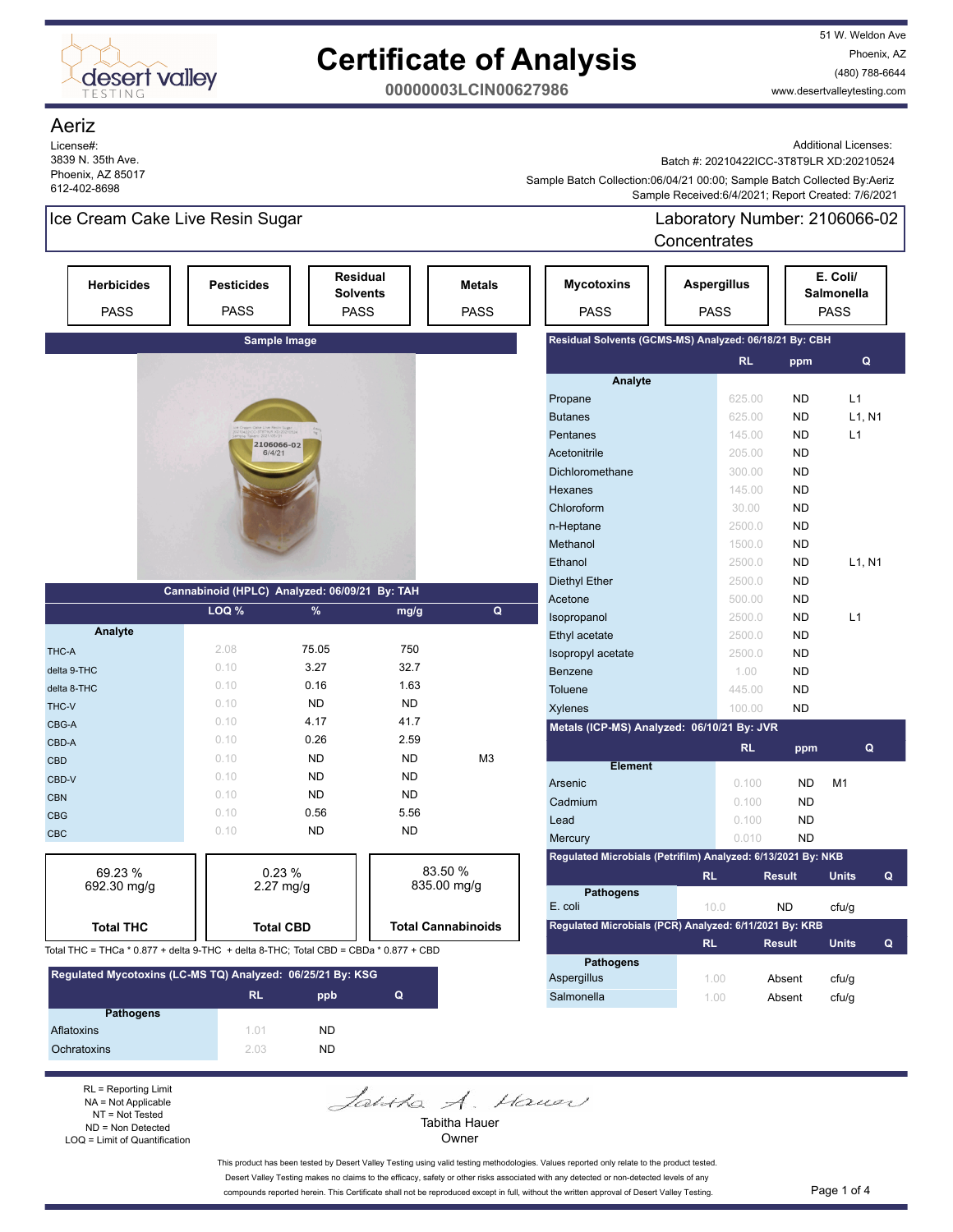# Certificate of Analysis

**00000003LCIN00627986**

51 W. Weldon Ave
Phoenix, AZ
(480) 788-6644
www.desertvalleytesting.com

## Aeriz

License#:
3839 N. 35th Ave.
Phoenix, AZ 85017
612-402-8698

Additional Licenses:
Batch #: 20210422ICC-3T8T9LR XD:20210524
Sample Batch Collection:06/04/21 00:00; Sample Batch Collected By:Aeriz
Sample Received:6/4/2021; Report Created: 7/6/2021

## Ice Cream Cake Live Resin Sugar

Laboratory Number: 2106066-02
Concentrates

| Herbicides | Pesticides | Residual Solvents | Metals | Mycotoxins | Aspergillus | E. Coli/ Salmonella |
|---|---|---|---|---|---|---|
| PASS | PASS | PASS | PASS | PASS | PASS | PASS |

**Sample Image**

### Cannabinoid (HPLC) Analyzed: 06/09/21 By: TAH

| Analyte | LOQ % | % | mg/g | Q |
|---|---|---|---|---|
| THC-A | 2.08 | 75.05 | 750 | |
| delta 9-THC | 0.10 | 3.27 | 32.7 | |
| delta 8-THC | 0.10 | 0.16 | 1.63 | |
| THC-V | 0.10 | ND | ND | |
| CBG-A | 0.10 | 4.17 | 41.7 | |
| CBD-A | 0.10 | 0.26 | 2.59 | |
| CBD | 0.10 | ND | ND | M3 |
| CBD-V | 0.10 | ND | ND | |
| CBN | 0.10 | ND | ND | |
| CBG | 0.10 | 0.56 | 5.56 | |
| CBC | 0.10 | ND | ND | |

| Total THC | Total CBD | Total Cannabinoids |
|---|---|---|
| 69.23 % 692.30 mg/g | 0.23 % 2.27 mg/g | 83.50 % 835.00 mg/g |

Total THC = THCa * 0.877 + delta 9-THC + delta 8-THC; Total CBD = CBDa * 0.877 + CBD

### Regulated Mycotoxins (LC-MS TQ) Analyzed: 06/25/21 By: KSG

| Pathogens | RL | ppb | Q |
|---|---|---|---|
| Aflatoxins | 1.01 | ND | |
| Ochratoxins | 2.03 | ND | |

### Residual Solvents (GCMS-MS) Analyzed: 06/18/21 By: CBH

| Analyte | RL | ppm | Q |
|---|---|---|---|
| Propane | 625.00 | ND | L1 |
| Butanes | 625.00 | ND | L1, N1 |
| Pentanes | 145.00 | ND | L1 |
| Acetonitrile | 205.00 | ND | |
| Dichloromethane | 300.00 | ND | |
| Hexanes | 145.00 | ND | |
| Chloroform | 30.00 | ND | |
| n-Heptane | 2500.0 | ND | |
| Methanol | 1500.0 | ND | |
| Ethanol | 2500.0 | ND | L1, N1 |
| Diethyl Ether | 2500.0 | ND | |
| Acetone | 500.00 | ND | |
| Isopropanol | 2500.0 | ND | L1 |
| Ethyl acetate | 2500.0 | ND | |
| Isopropyl acetate | 2500.0 | ND | |
| Benzene | 1.00 | ND | |
| Toluene | 445.00 | ND | |
| Xylenes | 100.00 | ND | |

### Metals (ICP-MS) Analyzed: 06/10/21 By: JVR

| Element | RL | ppm | Q |
|---|---|---|---|
| Arsenic | 0.100 | ND | M1 |
| Cadmium | 0.100 | ND | |
| Lead | 0.100 | ND | |
| Mercury | 0.010 | ND | |

### Regulated Microbials (Petrifilm) Analyzed: 6/13/2021 By: NKB

| Pathogens | RL | Result | Units | Q |
|---|---|---|---|---|
| E. coli | 10.0 | ND | cfu/g | |

### Regulated Microbials (PCR) Analyzed: 6/11/2021 By: KRB

| Pathogens | RL | Result | Units | Q |
|---|---|---|---|---|
| Aspergillus | 1.00 | Absent | cfu/g | |
| Salmonella | 1.00 | Absent | cfu/g | |

RL = Reporting Limit
NA = Not Applicable
NT = Not Tested
ND = Non Detected
LOQ = Limit of Quantification

Tabitha Hauer
Owner

This product has been tested by Desert Valley Testing using valid testing methodologies. Values reported only relate to the product tested. Desert Valley Testing makes no claims to the efficacy, safety or other risks associated with any detected or non-detected levels of any compounds reported herein. This Certificate shall not be reproduced except in full, without the written approval of Desert Valley Testing.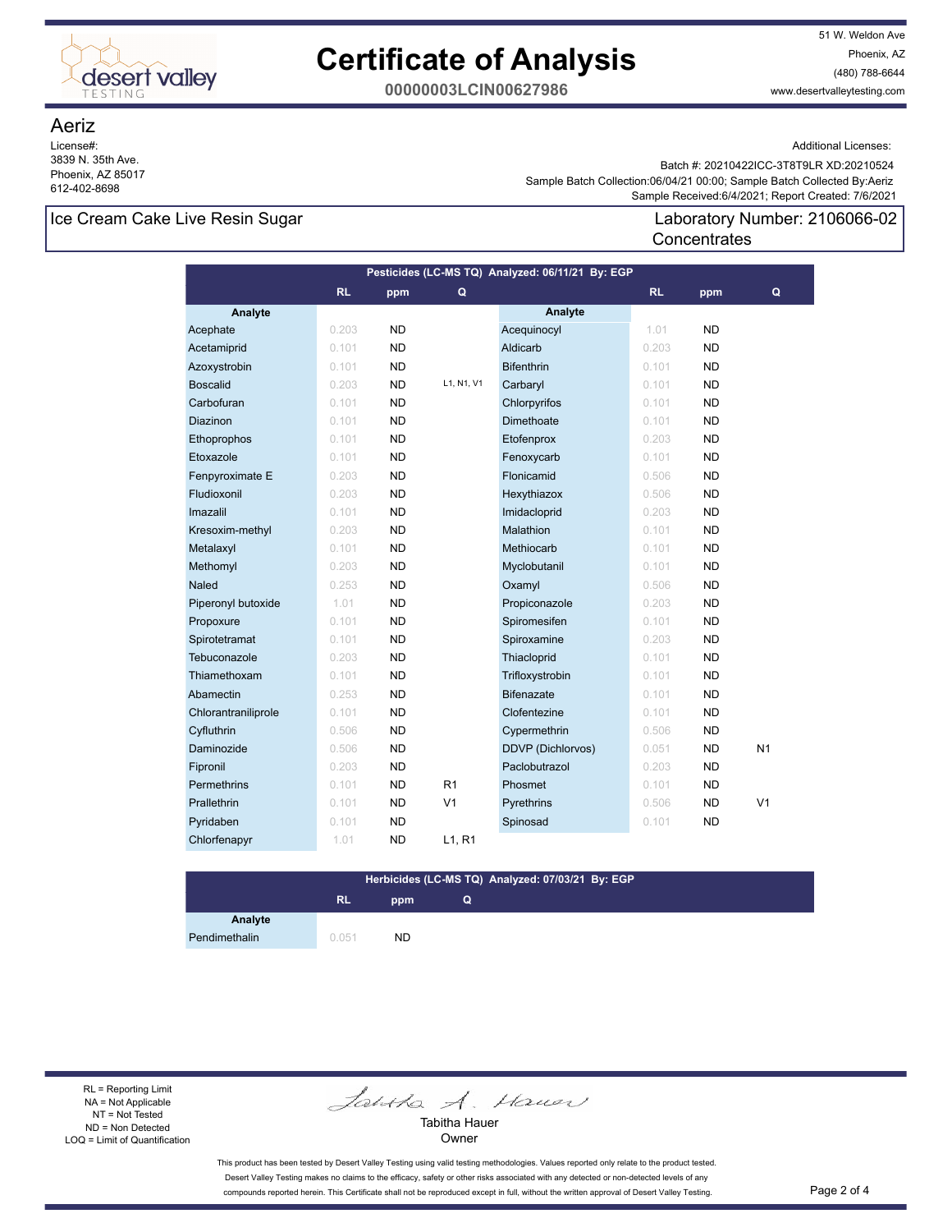# Certificate of Analysis

**00000003LCIN00627986**

51 W. Weldon Ave
Phoenix, AZ
(480) 788-6644
www.desertvalleytesting.com

## Aeriz

License#:
3839 N. 35th Ave.
Phoenix, AZ 85017
612-402-8698

Additional Licenses:
Batch #: 20210422ICC-3T8T9LR XD:20210524
Sample Batch Collection:06/04/21 00:00; Sample Batch Collected By:Aeriz
Sample Received:6/4/2021; Report Created: 7/6/2021

### Ice Cream Cake Live Resin Sugar

Laboratory Number: 2106066-02
Concentrates

**Pesticides (LC-MS TQ) Analyzed: 06/11/21 By: EGP**

| Analyte | RL | ppm | Q | Analyte | RL | ppm | Q |
|---|---|---|---|---|---|---|---|
| Acephate | 0.203 | ND | | Acequinocyl | 1.01 | ND | |
| Acetamiprid | 0.101 | ND | | Aldicarb | 0.203 | ND | |
| Azoxystrobin | 0.101 | ND | | Bifenthrin | 0.101 | ND | |
| Boscalid | 0.203 | ND | L1, N1, V1 | Carbaryl | 0.101 | ND | |
| Carbofuran | 0.101 | ND | | Chlorpyrifos | 0.101 | ND | |
| Diazinon | 0.101 | ND | | Dimethoate | 0.101 | ND | |
| Ethoprophos | 0.101 | ND | | Etofenprox | 0.203 | ND | |
| Etoxazole | 0.101 | ND | | Fenoxycarb | 0.101 | ND | |
| Fenpyroximate E | 0.203 | ND | | Flonicamid | 0.506 | ND | |
| Fludioxonil | 0.203 | ND | | Hexythiazox | 0.506 | ND | |
| Imazalil | 0.101 | ND | | Imidacloprid | 0.203 | ND | |
| Kresoxim-methyl | 0.203 | ND | | Malathion | 0.101 | ND | |
| Metalaxyl | 0.101 | ND | | Methiocarb | 0.101 | ND | |
| Methomyl | 0.203 | ND | | Myclobutanil | 0.101 | ND | |
| Naled | 0.253 | ND | | Oxamyl | 0.506 | ND | |
| Piperonyl butoxide | 1.01 | ND | | Propiconazole | 0.203 | ND | |
| Propoxure | 0.101 | ND | | Spiromesifen | 0.101 | ND | |
| Spirotetramat | 0.101 | ND | | Spiroxamine | 0.203 | ND | |
| Tebuconazole | 0.203 | ND | | Thiacloprid | 0.101 | ND | |
| Thiamethoxam | 0.101 | ND | | Trifloxystrobin | 0.101 | ND | |
| Abamectin | 0.253 | ND | | Bifenazate | 0.101 | ND | |
| Chlorantraniliprole | 0.101 | ND | | Clofentezine | 0.101 | ND | |
| Cyfluthrin | 0.506 | ND | | Cypermethrin | 0.506 | ND | |
| Daminozide | 0.506 | ND | | DDVP (Dichlorvos) | 0.051 | ND | N1 |
| Fipronil | 0.203 | ND | | Paclobutrazol | 0.203 | ND | |
| Permethrins | 0.101 | ND | R1 | Phosmet | 0.101 | ND | |
| Prallethrin | 0.101 | ND | V1 | Pyrethrins | 0.506 | ND | V1 |
| Pyridaben | 0.101 | ND | | Spinosad | 0.101 | ND | |
| Chlorfenapyr | 1.01 | ND | L1, R1 | | | | |

**Herbicides (LC-MS TQ) Analyzed: 07/03/21 By: EGP**

| Analyte | RL | ppm | Q |
|---|---|---|---|
| Pendimethalin | 0.051 | ND | |

RL = Reporting Limit
NA = Not Applicable
NT = Not Tested
ND = Non Detected
LOQ = Limit of Quantification

Tabitha Hauer
Owner

This product has been tested by Desert Valley Testing using valid testing methodologies. Values reported only relate to the product tested. Desert Valley Testing makes no claims to the efficacy, safety or other risks associated with any detected or non-detected levels of any compounds reported herein. This Certificate shall not be reproduced except in full, without the written approval of Desert Valley Testing.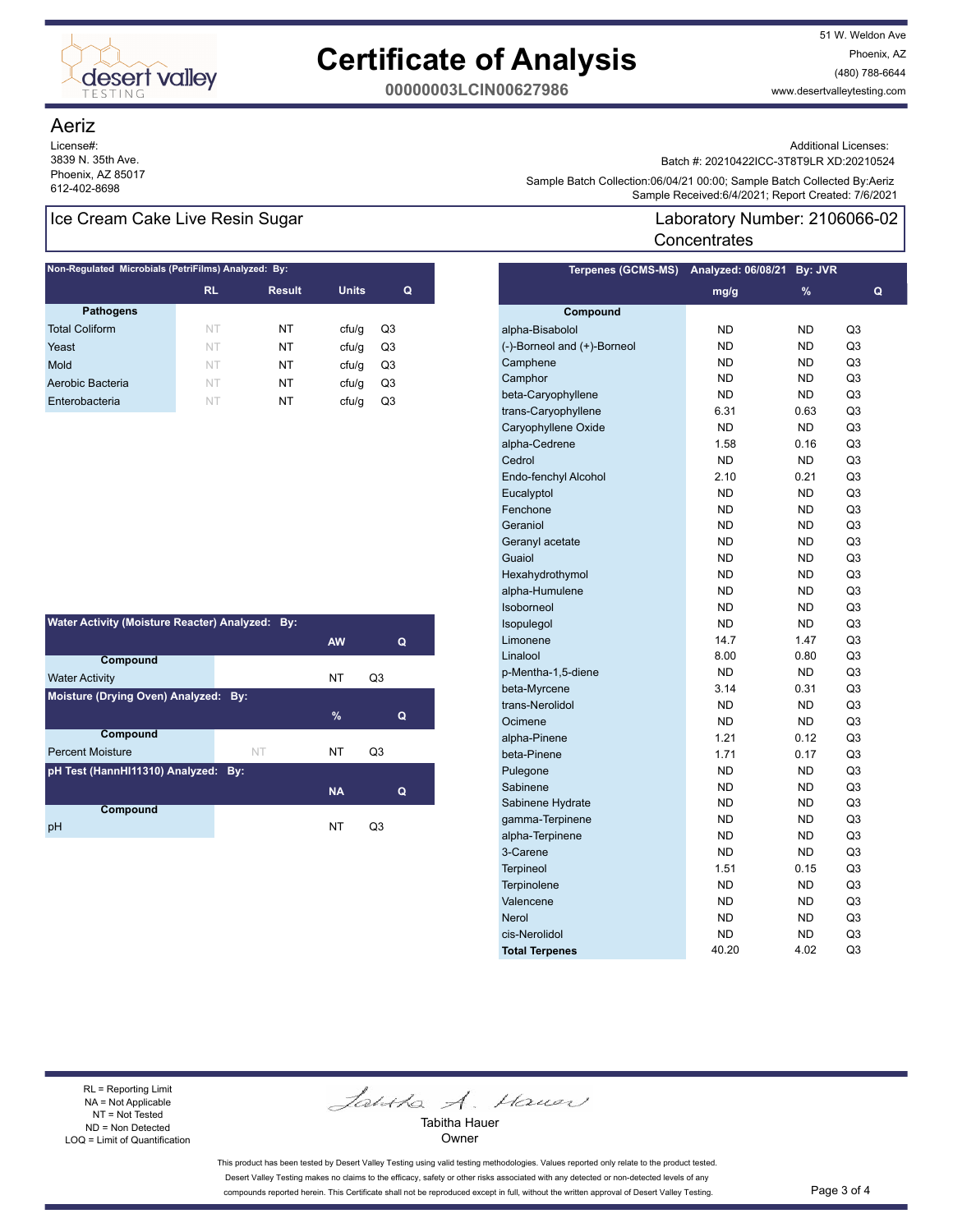# Certificate of Analysis

**00000003LCIN00627986**

51 W. Weldon Ave
Phoenix, AZ
(480) 788-6644
www.desertvalleytesting.com

## Aeriz

License#:
3839 N. 35th Ave.
Phoenix, AZ 85017
612-402-8698

Additional Licenses:
Batch #: 20210422ICC-3T8T9LR XD:20210524
Sample Batch Collection:06/04/21 00:00; Sample Batch Collected By:Aeriz
Sample Received:6/4/2021; Report Created: 7/6/2021

**Ice Cream Cake Live Resin Sugar**

Laboratory Number: 2106066-02
Concentrates

### Non-Regulated Microbials (PetriFilms) Analyzed: By:

| Pathogens | RL | Result | Units | Q |
|---|---|---|---|---|
| Total Coliform | NT | NT | cfu/g | Q3 |
| Yeast | NT | NT | cfu/g | Q3 |
| Mold | NT | NT | cfu/g | Q3 |
| Aerobic Bacteria | NT | NT | cfu/g | Q3 |
| Enterobacteria | NT | NT | cfu/g | Q3 |

### Water Activity (Moisture Reacter) Analyzed: By:

| Compound | | AW | Q |
|---|---|---|---|
| Water Activity | | NT | Q3 |

### Moisture (Drying Oven) Analyzed: By:

| Compound | | % | Q |
|---|---|---|---|
| Percent Moisture | NT | NT | Q3 |

### pH Test (HannHI11310) Analyzed: By:

| Compound | | NA | Q |
|---|---|---|---|
| pH | | NT | Q3 |

### Terpenes (GCMS-MS) Analyzed: 06/08/21 By: JVR

| Compound | mg/g | % | Q |
|---|---|---|---|
| alpha-Bisabolol | ND | ND | Q3 |
| (-)-Borneol and (+)-Borneol | ND | ND | Q3 |
| Camphene | ND | ND | Q3 |
| Camphor | ND | ND | Q3 |
| beta-Caryophyllene | ND | ND | Q3 |
| trans-Caryophyllene | 6.31 | 0.63 | Q3 |
| Caryophyllene Oxide | ND | ND | Q3 |
| alpha-Cedrene | 1.58 | 0.16 | Q3 |
| Cedrol | ND | ND | Q3 |
| Endo-fenchyl Alcohol | 2.10 | 0.21 | Q3 |
| Eucalyptol | ND | ND | Q3 |
| Fenchone | ND | ND | Q3 |
| Geraniol | ND | ND | Q3 |
| Geranyl acetate | ND | ND | Q3 |
| Guaiol | ND | ND | Q3 |
| Hexahydrothymol | ND | ND | Q3 |
| alpha-Humulene | ND | ND | Q3 |
| Isoborneol | ND | ND | Q3 |
| Isopulegol | ND | ND | Q3 |
| Limonene | 14.7 | 1.47 | Q3 |
| Linalool | 8.00 | 0.80 | Q3 |
| p-Mentha-1,5-diene | ND | ND | Q3 |
| beta-Myrcene | 3.14 | 0.31 | Q3 |
| trans-Nerolidol | ND | ND | Q3 |
| Ocimene | ND | ND | Q3 |
| alpha-Pinene | 1.21 | 0.12 | Q3 |
| beta-Pinene | 1.71 | 0.17 | Q3 |
| Pulegone | ND | ND | Q3 |
| Sabinene | ND | ND | Q3 |
| Sabinene Hydrate | ND | ND | Q3 |
| gamma-Terpinene | ND | ND | Q3 |
| alpha-Terpinene | ND | ND | Q3 |
| 3-Carene | ND | ND | Q3 |
| Terpineol | 1.51 | 0.15 | Q3 |
| Terpinolene | ND | ND | Q3 |
| Valencene | ND | ND | Q3 |
| Nerol | ND | ND | Q3 |
| cis-Nerolidol | ND | ND | Q3 |
| **Total Terpenes** | 40.20 | 4.02 | Q3 |

RL = Reporting Limit
NA = Not Applicable
NT = Not Tested
ND = Non Detected
LOQ = Limit of Quantification

Tabitha Hauer
Owner

This product has been tested by Desert Valley Testing using valid testing methodologies. Values reported only relate to the product tested. Desert Valley Testing makes no claims to the efficacy, safety or other risks associated with any detected or non-detected levels of any compounds reported herein. This Certificate shall not be reproduced except in full, without the written approval of Desert Valley Testing.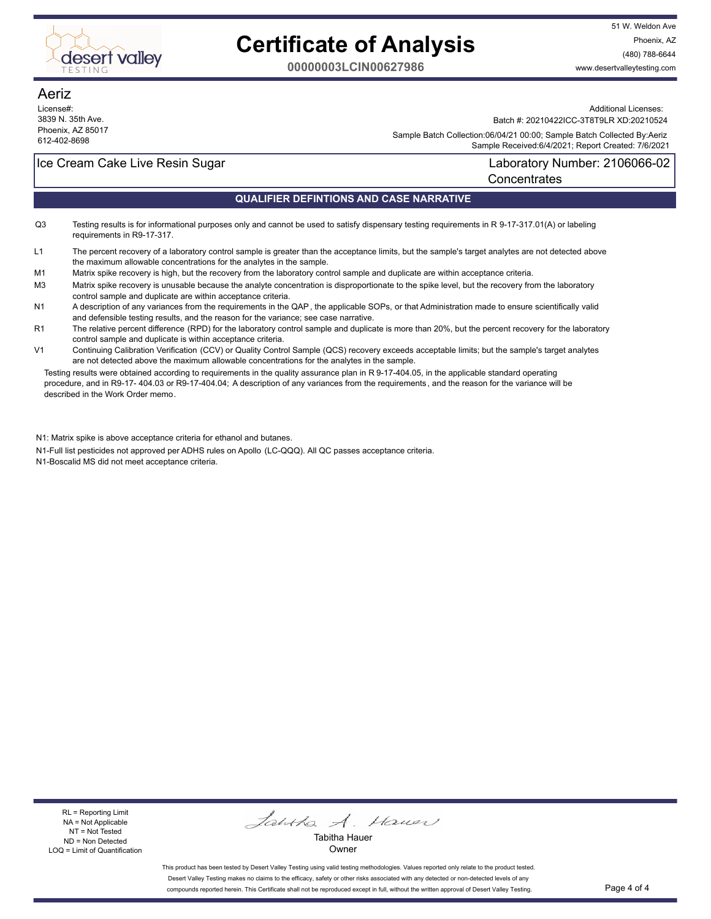# Certificate of Analysis

**00000003LCIN00627986**

51 W. Weldon Ave
Phoenix, AZ
(480) 788-6644
www.desertvalleytesting.com

## Aeriz

License#:
3839 N. 35th Ave.
Phoenix, AZ 85017
612-402-8698

Additional Licenses:
Batch #: 20210422ICC-3T8T9LR XD:20210524
Sample Batch Collection:06/04/21 00:00; Sample Batch Collected By:Aeriz
Sample Received:6/4/2021; Report Created: 7/6/2021

**Ice Cream Cake Live Resin Sugar**

Laboratory Number: 2106066-02
Concentrates

### QUALIFIER DEFINTIONS AND CASE NARRATIVE

| | |
|---|---|
| Q3 | Testing results is for informational purposes only and cannot be used to satisfy dispensary testing requirements in R 9-17-317.01(A) or labeling requirements in R9-17-317. |
| L1 | The percent recovery of a laboratory control sample is greater than the acceptance limits, but the sample's target analytes are not detected above the maximum allowable concentrations for the analytes in the sample. |
| M1 | Matrix spike recovery is high, but the recovery from the laboratory control sample and duplicate are within acceptance criteria. |
| M3 | Matrix spike recovery is unusable because the analyte concentration is disproportionate to the spike level, but the recovery from the laboratory control sample and duplicate are within acceptance criteria. |
| N1 | A description of any variances from the requirements in the QAP, the applicable SOPs, or that Administration made to ensure scientifically valid and defensible testing results, and the reason for the variance; see case narrative. |
| R1 | The relative percent difference (RPD) for the laboratory control sample and duplicate is more than 20%, but the percent recovery for the laboratory control sample and duplicate is within acceptance criteria. |
| V1 | Continuing Calibration Verification (CCV) or Quality Control Sample (QCS) recovery exceeds acceptable limits; but the sample's target analytes are not detected above the maximum allowable concentrations for the analytes in the sample. |

Testing results were obtained according to requirements in the quality assurance plan in R 9-17-404.05, in the applicable standard operating procedure, and in R9-17- 404.03 or R9-17-404.04; A description of any variances from the requirements, and the reason for the variance will be described in the Work Order memo.

N1: Matrix spike is above acceptance criteria for ethanol and butanes.

N1-Full list pesticides not approved per ADHS rules on Apollo (LC-QQQ). All QC passes acceptance criteria.

N1-Boscalid MS did not meet acceptance criteria.

RL = Reporting Limit
NA = Not Applicable
NT = Not Tested
ND = Non Detected
LOQ = Limit of Quantification

Tabitha Hauer
Owner

This product has been tested by Desert Valley Testing using valid testing methodologies. Values reported only relate to the product tested. Desert Valley Testing makes no claims to the efficacy, safety or other risks associated with any detected or non-detected levels of any compounds reported herein. This Certificate shall not be reproduced except in full, without the written approval of Desert Valley Testing.